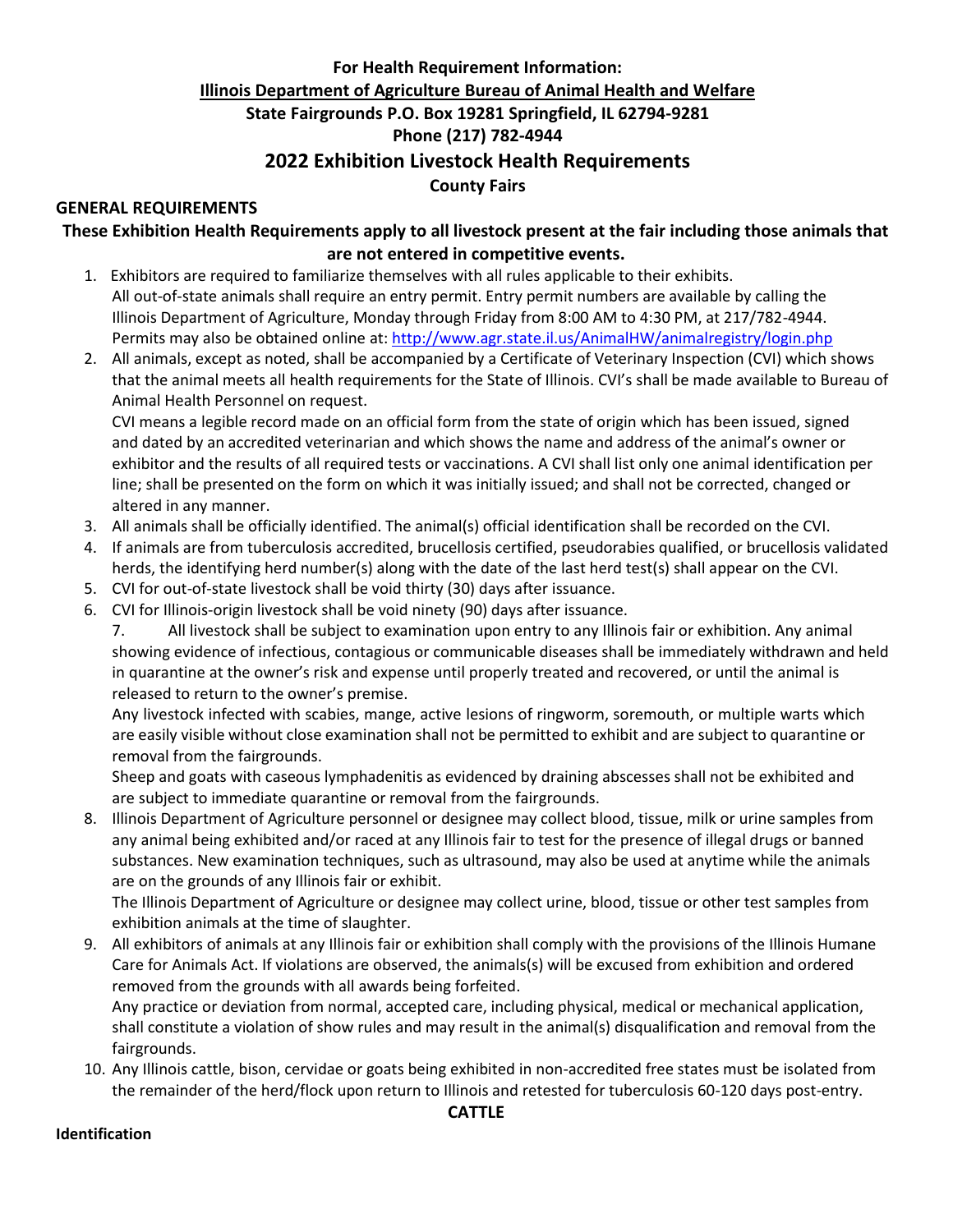**For Health Requirement Information:**

**Illinois Department of Agriculture Bureau of Animal Health and Welfare**

**State Fairgrounds P.O. Box 19281 Springfield, IL 62794-9281**

**Phone (217) 782-4944**

# 2022 Exhibition Livestock Health Requirements

**County Fairs**

## GENERAL REQUIREMENTS

**These Exhibition Health Requirements apply to all livestock present at the fair including those animals that are not entered in competitive events.**

1. Exhibitors are required to familiarize themselves with all rules applicable to their exhibits. All out-of-state animals shall require an entry permit. Entry permit numbers are available by calling the Illinois Department of Agriculture, Monday through Friday from 8:00 AM to 4:30 PM, at 217/782-4944. Permits may also be obtained online at: http://www.agr.state.il.us/AnimalHW/animalregistry/login.php
2. All animals, except as noted, shall be accompanied by a Certificate of Veterinary Inspection (CVI) which shows that the animal meets all health requirements for the State of Illinois. CVI's shall be made available to Bureau of Animal Health Personnel on request.

   CVI means a legible record made on an official form from the state of origin which has been issued, signed and dated by an accredited veterinarian and which shows the name and address of the animal's owner or exhibitor and the results of all required tests or vaccinations. A CVI shall list only one animal identification per line; shall be presented on the form on which it was initially issued; and shall not be corrected, changed or altered in any manner.
3. All animals shall be officially identified. The animal(s) official identification shall be recorded on the CVI.
4. If animals are from tuberculosis accredited, brucellosis certified, pseudorabies qualified, or brucellosis validated herds, the identifying herd number(s) along with the date of the last herd test(s) shall appear on the CVI.
5. CVI for out-of-state livestock shall be void thirty (30) days after issuance.
6. CVI for Illinois-origin livestock shall be void ninety (90) days after issuance.
7. All livestock shall be subject to examination upon entry to any Illinois fair or exhibition. Any animal showing evidence of infectious, contagious or communicable diseases shall be immediately withdrawn and held in quarantine at the owner's risk and expense until properly treated and recovered, or until the animal is released to return to the owner's premise.

   Any livestock infected with scabies, mange, active lesions of ringworm, soremouth, or multiple warts which are easily visible without close examination shall not be permitted to exhibit and are subject to quarantine or removal from the fairgrounds.

   Sheep and goats with caseous lymphadenitis as evidenced by draining abscesses shall not be exhibited and are subject to immediate quarantine or removal from the fairgrounds.
8. Illinois Department of Agriculture personnel or designee may collect blood, tissue, milk or urine samples from any animal being exhibited and/or raced at any Illinois fair to test for the presence of illegal drugs or banned substances. New examination techniques, such as ultrasound, may also be used at anytime while the animals are on the grounds of any Illinois fair or exhibit.

   The Illinois Department of Agriculture or designee may collect urine, blood, tissue or other test samples from exhibition animals at the time of slaughter.
9. All exhibitors of animals at any Illinois fair or exhibition shall comply with the provisions of the Illinois Humane Care for Animals Act. If violations are observed, the animals(s) will be excused from exhibition and ordered removed from the grounds with all awards being forfeited.

   Any practice or deviation from normal, accepted care, including physical, medical or mechanical application, shall constitute a violation of show rules and may result in the animal(s) disqualification and removal from the fairgrounds.
10. Any Illinois cattle, bison, cervidae or goats being exhibited in non-accredited free states must be isolated from the remainder of the herd/flock upon return to Illinois and retested for tuberculosis 60-120 days post-entry.

## CATTLE

**Identification**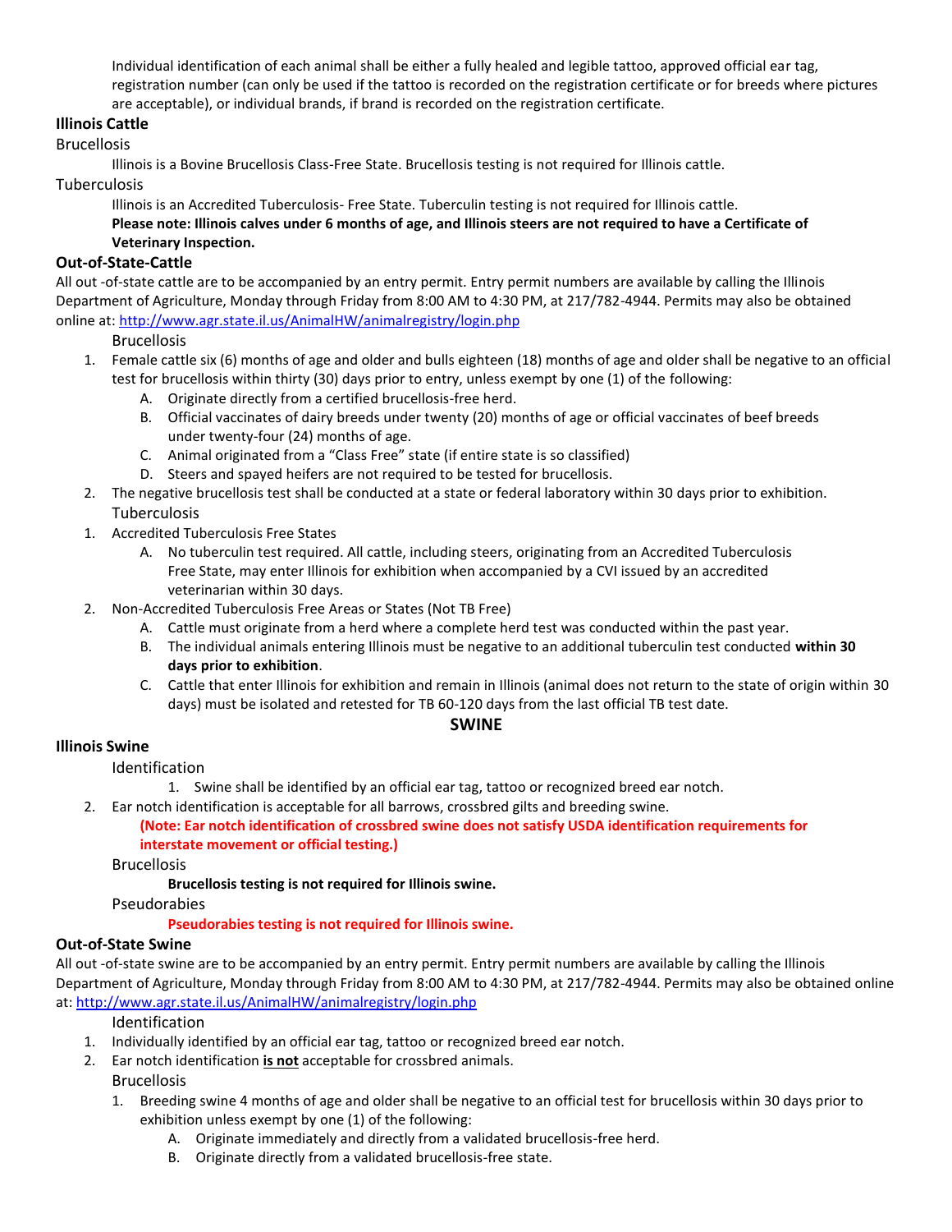Individual identification of each animal shall be either a fully healed and legible tattoo, approved official ear tag, registration number (can only be used if the tattoo is recorded on the registration certificate or for breeds where pictures are acceptable), or individual brands, if brand is recorded on the registration certificate.

### Illinois Cattle

#### Brucellosis

Illinois is a Bovine Brucellosis Class-Free State. Brucellosis testing is not required for Illinois cattle.

#### Tuberculosis

Illinois is an Accredited Tuberculosis- Free State. Tuberculin testing is not required for Illinois cattle.

**Please note: Illinois calves under 6 months of age, and Illinois steers are not required to have a Certificate of Veterinary Inspection.**

### Out-of-State-Cattle

All out -of-state cattle are to be accompanied by an entry permit. Entry permit numbers are available by calling the Illinois Department of Agriculture, Monday through Friday from 8:00 AM to 4:30 PM, at 217/782-4944. Permits may also be obtained online at: http://www.agr.state.il.us/AnimalHW/animalregistry/login.php

#### Brucellosis

1. Female cattle six (6) months of age and older and bulls eighteen (18) months of age and older shall be negative to an official test for brucellosis within thirty (30) days prior to entry, unless exempt by one (1) of the following:
   A. Originate directly from a certified brucellosis-free herd.
   B. Official vaccinates of dairy breeds under twenty (20) months of age or official vaccinates of beef breeds under twenty-four (24) months of age.
   C. Animal originated from a "Class Free" state (if entire state is so classified)
   D. Steers and spayed heifers are not required to be tested for brucellosis.
2. The negative brucellosis test shall be conducted at a state or federal laboratory within 30 days prior to exhibition.

#### Tuberculosis

1. Accredited Tuberculosis Free States
   A. No tuberculin test required. All cattle, including steers, originating from an Accredited Tuberculosis Free State, may enter Illinois for exhibition when accompanied by a CVI issued by an accredited veterinarian within 30 days.
2. Non-Accredited Tuberculosis Free Areas or States (Not TB Free)
   A. Cattle must originate from a herd where a complete herd test was conducted within the past year.
   B. The individual animals entering Illinois must be negative to an additional tuberculin test conducted **within 30 days prior to exhibition**.
   C. Cattle that enter Illinois for exhibition and remain in Illinois (animal does not return to the state of origin within 30 days) must be isolated and retested for TB 60-120 days from the last official TB test date.

## SWINE

### Illinois Swine

#### Identification

1. Swine shall be identified by an official ear tag, tattoo or recognized breed ear notch.
2. Ear notch identification is acceptable for all barrows, crossbred gilts and breeding swine.

   **(Note: Ear notch identification of crossbred swine does not satisfy USDA identification requirements for interstate movement or official testing.)**

#### Brucellosis

**Brucellosis testing is not required for Illinois swine.**

#### Pseudorabies

**Pseudorabies testing is not required for Illinois swine.**

### Out-of-State Swine

All out -of-state swine are to be accompanied by an entry permit. Entry permit numbers are available by calling the Illinois Department of Agriculture, Monday through Friday from 8:00 AM to 4:30 PM, at 217/782-4944. Permits may also be obtained online at: http://www.agr.state.il.us/AnimalHW/animalregistry/login.php

#### Identification

1. Individually identified by an official ear tag, tattoo or recognized breed ear notch.
2. Ear notch identification **is not** acceptable for crossbred animals.

#### Brucellosis

1. Breeding swine 4 months of age and older shall be negative to an official test for brucellosis within 30 days prior to exhibition unless exempt by one (1) of the following:
   A. Originate immediately and directly from a validated brucellosis-free herd.
   B. Originate directly from a validated brucellosis-free state.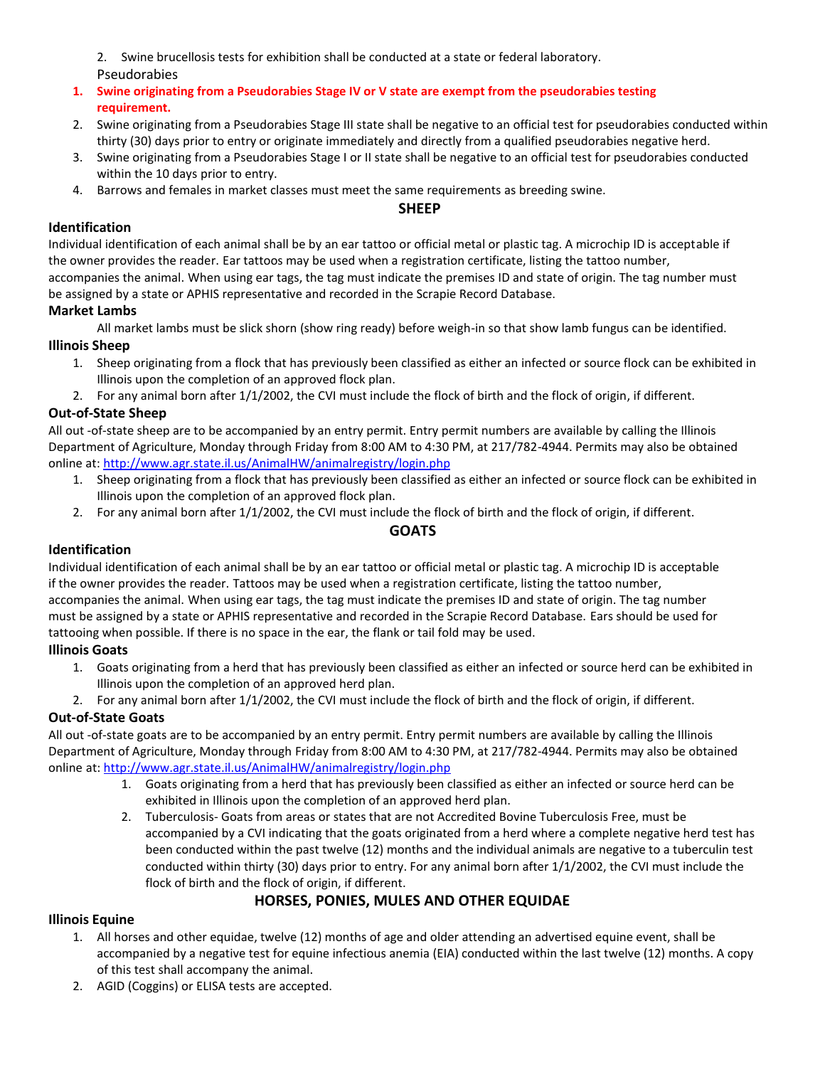2. Swine brucellosis tests for exhibition shall be conducted at a state or federal laboratory.

Pseudorabies

1. **Swine originating from a Pseudorabies Stage IV or V state are exempt from the pseudorabies testing requirement.**
2. Swine originating from a Pseudorabies Stage III state shall be negative to an official test for pseudorabies conducted within thirty (30) days prior to entry or originate immediately and directly from a qualified pseudorabies negative herd.
3. Swine originating from a Pseudorabies Stage I or II state shall be negative to an official test for pseudorabies conducted within the 10 days prior to entry.
4. Barrows and females in market classes must meet the same requirements as breeding swine.

## SHEEP

### Identification

Individual identification of each animal shall be by an ear tattoo or official metal or plastic tag. A microchip ID is acceptable if the owner provides the reader. Ear tattoos may be used when a registration certificate, listing the tattoo number, accompanies the animal. When using ear tags, the tag must indicate the premises ID and state of origin. The tag number must be assigned by a state or APHIS representative and recorded in the Scrapie Record Database.

### Market Lambs

All market lambs must be slick shorn (show ring ready) before weigh-in so that show lamb fungus can be identified.

### Illinois Sheep

1. Sheep originating from a flock that has previously been classified as either an infected or source flock can be exhibited in Illinois upon the completion of an approved flock plan.
2. For any animal born after 1/1/2002, the CVI must include the flock of birth and the flock of origin, if different.

### Out-of-State Sheep

All out -of-state sheep are to be accompanied by an entry permit. Entry permit numbers are available by calling the Illinois Department of Agriculture, Monday through Friday from 8:00 AM to 4:30 PM, at 217/782-4944. Permits may also be obtained online at: http://www.agr.state.il.us/AnimalHW/animalregistry/login.php

1. Sheep originating from a flock that has previously been classified as either an infected or source flock can be exhibited in Illinois upon the completion of an approved flock plan.
2. For any animal born after 1/1/2002, the CVI must include the flock of birth and the flock of origin, if different.

## GOATS

### Identification

Individual identification of each animal shall be by an ear tattoo or official metal or plastic tag. A microchip ID is acceptable if the owner provides the reader. Tattoos may be used when a registration certificate, listing the tattoo number, accompanies the animal. When using ear tags, the tag must indicate the premises ID and state of origin. The tag number must be assigned by a state or APHIS representative and recorded in the Scrapie Record Database. Ears should be used for tattooing when possible. If there is no space in the ear, the flank or tail fold may be used.

### Illinois Goats

1. Goats originating from a herd that has previously been classified as either an infected or source herd can be exhibited in Illinois upon the completion of an approved herd plan.
2. For any animal born after 1/1/2002, the CVI must include the flock of birth and the flock of origin, if different.

### Out-of-State Goats

All out -of-state goats are to be accompanied by an entry permit. Entry permit numbers are available by calling the Illinois Department of Agriculture, Monday through Friday from 8:00 AM to 4:30 PM, at 217/782-4944. Permits may also be obtained online at: http://www.agr.state.il.us/AnimalHW/animalregistry/login.php

1. Goats originating from a herd that has previously been classified as either an infected or source herd can be exhibited in Illinois upon the completion of an approved herd plan.
2. Tuberculosis- Goats from areas or states that are not Accredited Bovine Tuberculosis Free, must be accompanied by a CVI indicating that the goats originated from a herd where a complete negative herd test has been conducted within the past twelve (12) months and the individual animals are negative to a tuberculin test conducted within thirty (30) days prior to entry. For any animal born after 1/1/2002, the CVI must include the flock of birth and the flock of origin, if different.

## HORSES, PONIES, MULES AND OTHER EQUIDAE

### Illinois Equine

1. All horses and other equidae, twelve (12) months of age and older attending an advertised equine event, shall be accompanied by a negative test for equine infectious anemia (EIA) conducted within the last twelve (12) months. A copy of this test shall accompany the animal.
2. AGID (Coggins) or ELISA tests are accepted.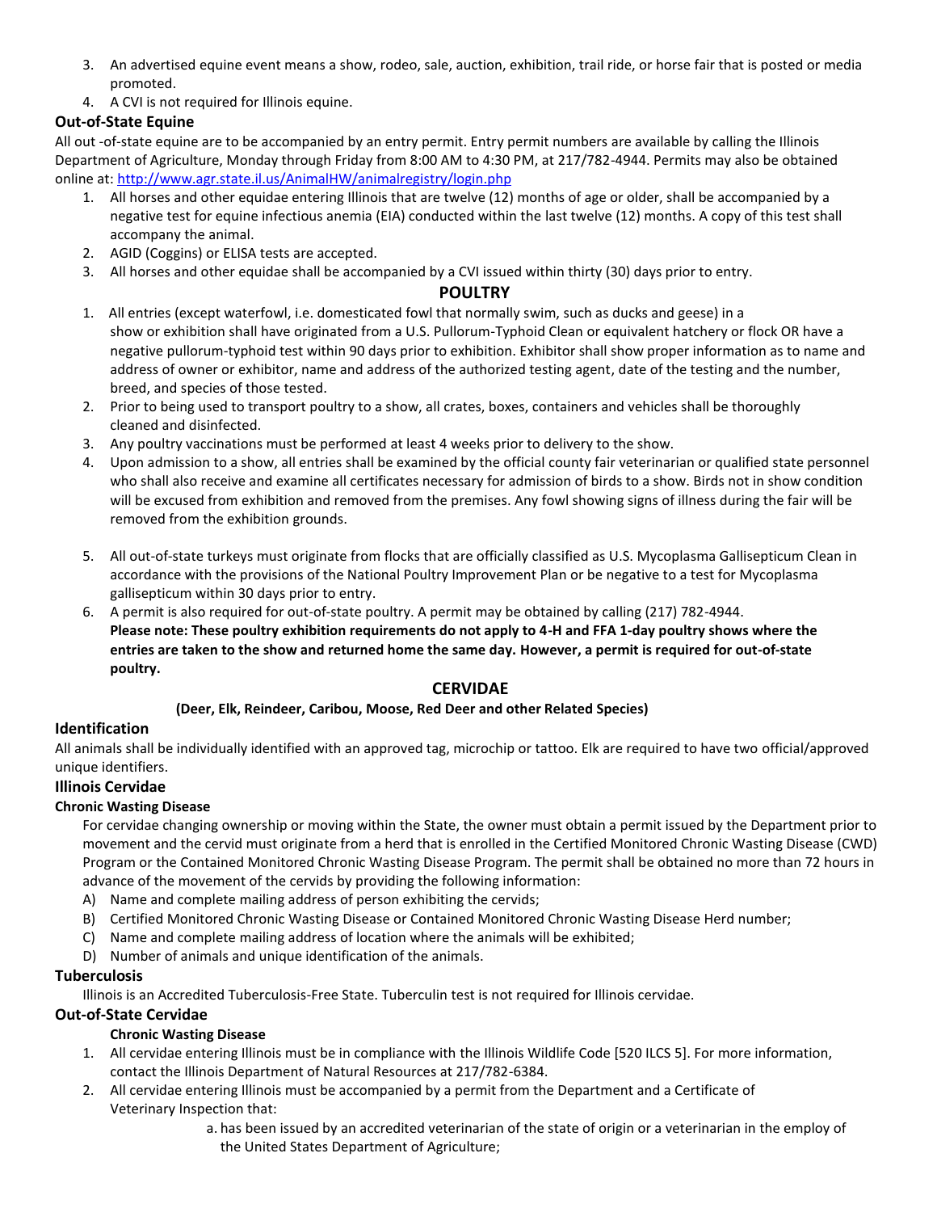3. An advertised equine event means a show, rodeo, sale, auction, exhibition, trail ride, or horse fair that is posted or media promoted.
4. A CVI is not required for Illinois equine.

### Out-of-State Equine

All out -of-state equine are to be accompanied by an entry permit. Entry permit numbers are available by calling the Illinois Department of Agriculture, Monday through Friday from 8:00 AM to 4:30 PM, at 217/782-4944. Permits may also be obtained online at: http://www.agr.state.il.us/AnimalHW/animalregistry/login.php

1. All horses and other equidae entering Illinois that are twelve (12) months of age or older, shall be accompanied by a negative test for equine infectious anemia (EIA) conducted within the last twelve (12) months. A copy of this test shall accompany the animal.
2. AGID (Coggins) or ELISA tests are accepted.
3. All horses and other equidae shall be accompanied by a CVI issued within thirty (30) days prior to entry.

## POULTRY

1. All entries (except waterfowl, i.e. domesticated fowl that normally swim, such as ducks and geese) in a show or exhibition shall have originated from a U.S. Pullorum-Typhoid Clean or equivalent hatchery or flock OR have a negative pullorum-typhoid test within 90 days prior to exhibition. Exhibitor shall show proper information as to name and address of owner or exhibitor, name and address of the authorized testing agent, date of the testing and the number, breed, and species of those tested.
2. Prior to being used to transport poultry to a show, all crates, boxes, containers and vehicles shall be thoroughly cleaned and disinfected.
3. Any poultry vaccinations must be performed at least 4 weeks prior to delivery to the show.
4. Upon admission to a show, all entries shall be examined by the official county fair veterinarian or qualified state personnel who shall also receive and examine all certificates necessary for admission of birds to a show. Birds not in show condition will be excused from exhibition and removed from the premises. Any fowl showing signs of illness during the fair will be removed from the exhibition grounds.
5. All out-of-state turkeys must originate from flocks that are officially classified as U.S. Mycoplasma Gallisepticum Clean in accordance with the provisions of the National Poultry Improvement Plan or be negative to a test for Mycoplasma gallisepticum within 30 days prior to entry.
6. A permit is also required for out-of-state poultry. A permit may be obtained by calling (217) 782-4944.
   **Please note: These poultry exhibition requirements do not apply to 4-H and FFA 1-day poultry shows where the entries are taken to the show and returned home the same day. However, a permit is required for out-of-state poultry.**

## CERVIDAE

**(Deer, Elk, Reindeer, Caribou, Moose, Red Deer and other Related Species)**

### Identification

All animals shall be individually identified with an approved tag, microchip or tattoo. Elk are required to have two official/approved unique identifiers.

### Illinois Cervidae

#### Chronic Wasting Disease

For cervidae changing ownership or moving within the State, the owner must obtain a permit issued by the Department prior to movement and the cervid must originate from a herd that is enrolled in the Certified Monitored Chronic Wasting Disease (CWD) Program or the Contained Monitored Chronic Wasting Disease Program. The permit shall be obtained no more than 72 hours in advance of the movement of the cervids by providing the following information:

A) Name and complete mailing address of person exhibiting the cervids;
B) Certified Monitored Chronic Wasting Disease or Contained Monitored Chronic Wasting Disease Herd number;
C) Name and complete mailing address of location where the animals will be exhibited;
D) Number of animals and unique identification of the animals.

### Tuberculosis

Illinois is an Accredited Tuberculosis-Free State. Tuberculin test is not required for Illinois cervidae.

### Out-of-State Cervidae

#### Chronic Wasting Disease

1. All cervidae entering Illinois must be in compliance with the Illinois Wildlife Code [520 ILCS 5]. For more information, contact the Illinois Department of Natural Resources at 217/782-6384.
2. All cervidae entering Illinois must be accompanied by a permit from the Department and a Certificate of Veterinary Inspection that:
   a. has been issued by an accredited veterinarian of the state of origin or a veterinarian in the employ of the United States Department of Agriculture;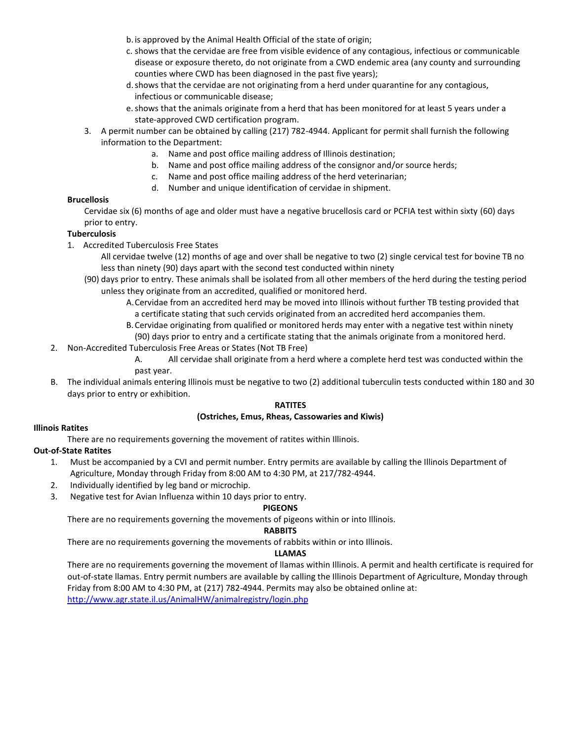b. is approved by the Animal Health Official of the state of origin;

c. shows that the cervidae are free from visible evidence of any contagious, infectious or communicable disease or exposure thereto, do not originate from a CWD endemic area (any county and surrounding counties where CWD has been diagnosed in the past five years);

d. shows that the cervidae are not originating from a herd under quarantine for any contagious, infectious or communicable disease;

e. shows that the animals originate from a herd that has been monitored for at least 5 years under a state-approved CWD certification program.

3. A permit number can be obtained by calling (217) 782-4944. Applicant for permit shall furnish the following information to the Department:
   a. Name and post office mailing address of Illinois destination;
   b. Name and post office mailing address of the consignor and/or source herds;
   c. Name and post office mailing address of the herd veterinarian;
   d. Number and unique identification of cervidae in shipment.

**Brucellosis**

Cervidae six (6) months of age and older must have a negative brucellosis card or PCFIA test within sixty (60) days prior to entry.

**Tuberculosis**

1. Accredited Tuberculosis Free States

   All cervidae twelve (12) months of age and over shall be negative to two (2) single cervical test for bovine TB no less than ninety (90) days apart with the second test conducted within ninety (90) days prior to entry. These animals shall be isolated from all other members of the herd during the testing period unless they originate from an accredited, qualified or monitored herd.

   A. Cervidae from an accredited herd may be moved into Illinois without further TB testing provided that a certificate stating that such cervids originated from an accredited herd accompanies them.

   B. Cervidae originating from qualified or monitored herds may enter with a negative test within ninety (90) days prior to entry and a certificate stating that the animals originate from a monitored herd.

2. Non-Accredited Tuberculosis Free Areas or States (Not TB Free)

   A. All cervidae shall originate from a herd where a complete herd test was conducted within the past year.

B. The individual animals entering Illinois must be negative to two (2) additional tuberculin tests conducted within 180 and 30 days prior to entry or exhibition.

## RATITES
### (Ostriches, Emus, Rheas, Cassowaries and Kiwis)

**Illinois Ratites**

There are no requirements governing the movement of ratites within Illinois.

**Out-of-State Ratites**

1. Must be accompanied by a CVI and permit number. Entry permits are available by calling the Illinois Department of Agriculture, Monday through Friday from 8:00 AM to 4:30 PM, at 217/782-4944.
2. Individually identified by leg band or microchip.
3. Negative test for Avian Influenza within 10 days prior to entry.

## PIGEONS

There are no requirements governing the movements of pigeons within or into Illinois.

## RABBITS

There are no requirements governing the movements of rabbits within or into Illinois.

## LLAMAS

There are no requirements governing the movement of llamas within Illinois. A permit and health certificate is required for out-of-state llamas. Entry permit numbers are available by calling the Illinois Department of Agriculture, Monday through Friday from 8:00 AM to 4:30 PM, at (217) 782-4944. Permits may also be obtained online at: http://www.agr.state.il.us/AnimalHW/animalregistry/login.php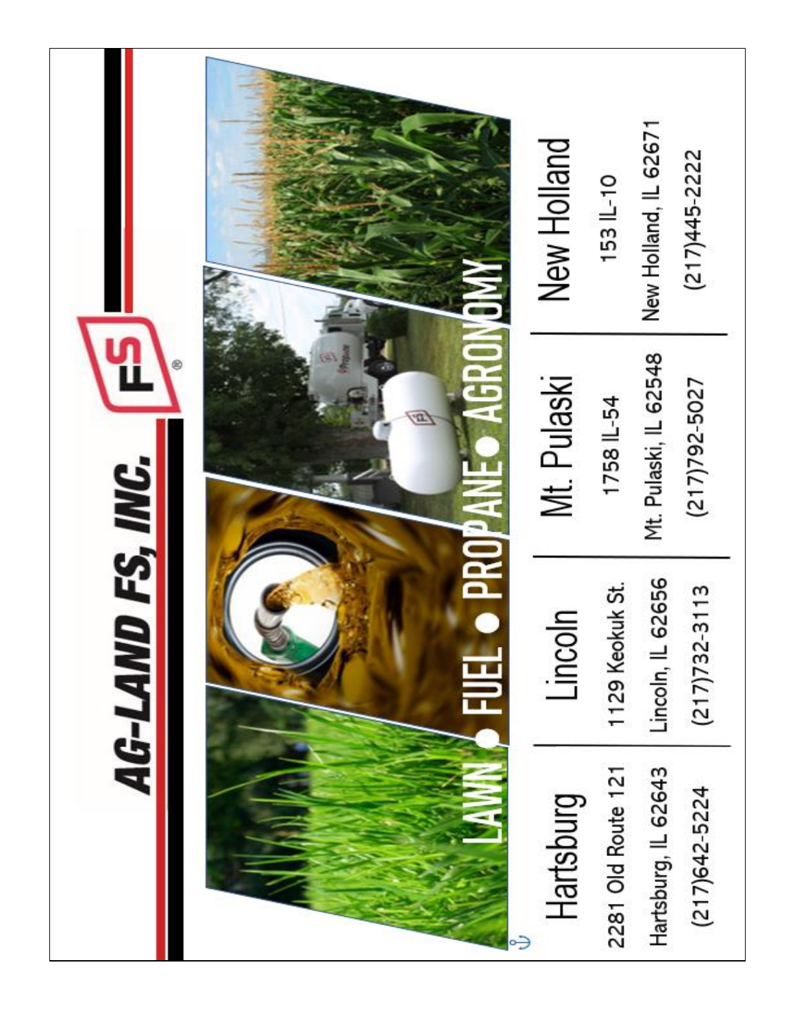# AG-LAND FS, INC.

LAWN ● FUEL ● PROPANE ● AGRONOMY

| Hartsburg | Lincoln | Mt. Pulaski | New Holland |
|---|---|---|---|
| 2281 Old Route 121 | 1129 Keokuk St. | 1758 IL-54 | 153 IL-10 |
| Hartsburg, IL 62643 | Lincoln, IL 62656 | Mt. Pulaski, IL 62548 | New Holland, IL 62671 |
| (217)642-5224 | (217)732-3113 | (217)792-5027 | (217)445-2222 |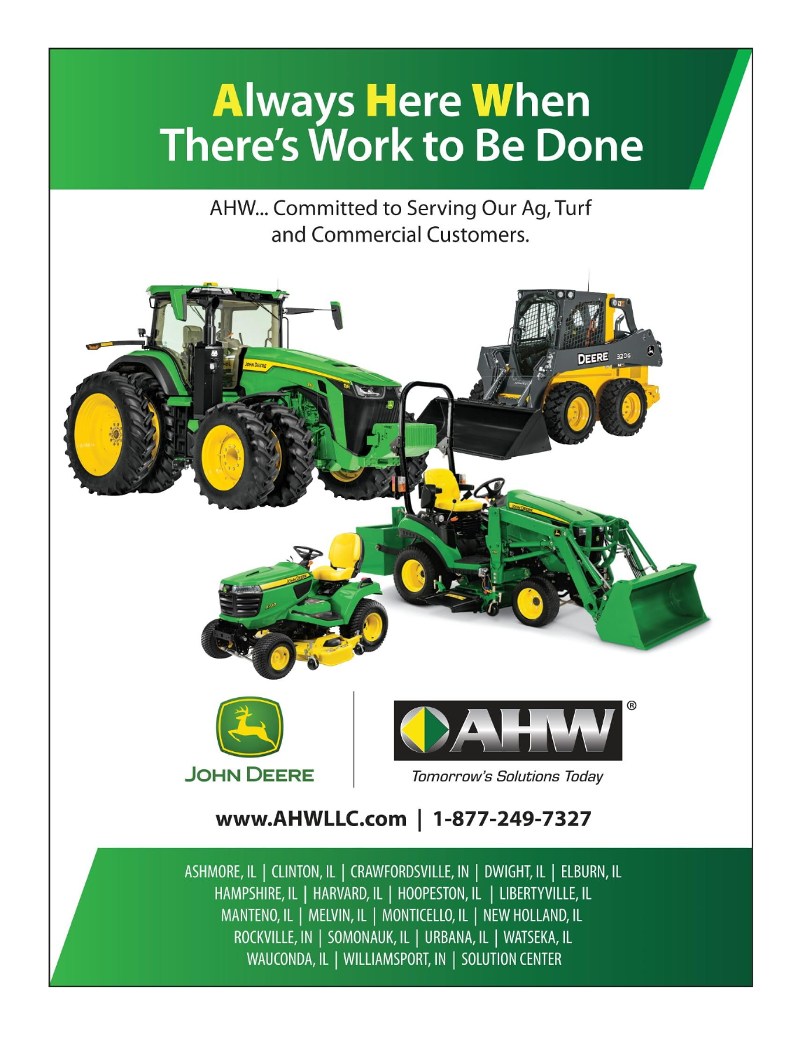# Always Here When There's Work to Be Done

AHW... Committed to Serving Our Ag, Turf and Commercial Customers.

JOHN DEERE

AHW®

*Tomorrow's Solutions Today*

**www.AHWLLC.com | 1-877-249-7327**

ASHMORE, IL | CLINTON, IL | CRAWFORDSVILLE, IN | DWIGHT, IL | ELBURN, IL
HAMPSHIRE, IL | HARVARD, IL | HOOPESTON, IL | LIBERTYVILLE, IL
MANTENO, IL | MELVIN, IL | MONTICELLO, IL | NEW HOLLAND, IL
ROCKVILLE, IN | SOMONAUK, IL | URBANA, IL | WATSEKA, IL
WAUCONDA, IL | WILLIAMSPORT, IN | SOLUTION CENTER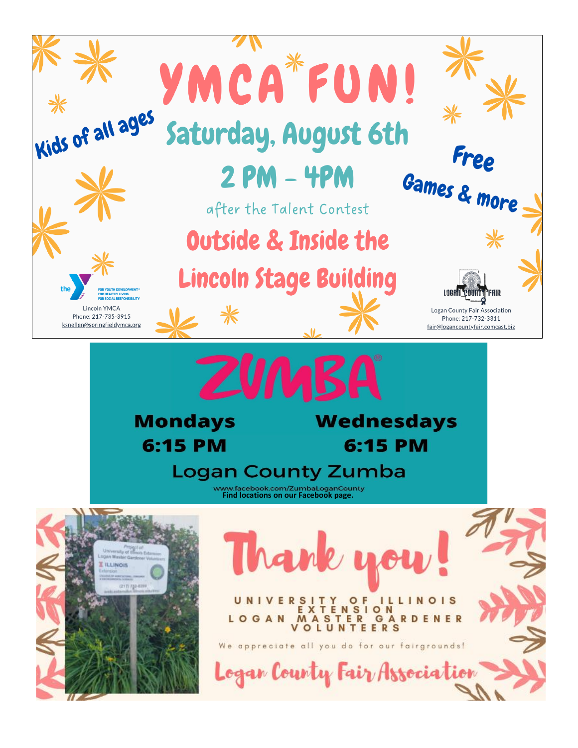# YMCA FUN!

Kids of all ages

## Saturday, August 6th

## 2 PM – 4PM

after the Talent Contest

## Outside & Inside the Lincoln Stage Building

Free

Games & more

the Y FOR YOUTH DEVELOPMENT® FOR HEALTHY LIVING FOR SOCIAL RESPONSIBILITY

Lincoln YMCA
Phone: 217-735-3915
ksnellen@springfieldymca.org

LOGAN COUNTY FAIR

Logan County Fair Association
Phone: 217-732-3311
fair@logancountyfair.comcast.biz

# ZUMBA®

| Mondays | Wednesdays |
|---|---|
| 6:15 PM | 6:15 PM |

## Logan County Zumba

www.facebook.com/ZumbaLoganCounty
**Find locations on our Facebook page.**

# Thank you!

UNIVERSITY OF ILLINOIS EXTENSION
LOGAN MASTER GARDENER VOLUNTEERS

We appreciate all you do for our fairgrounds!

Logan County Fair Association